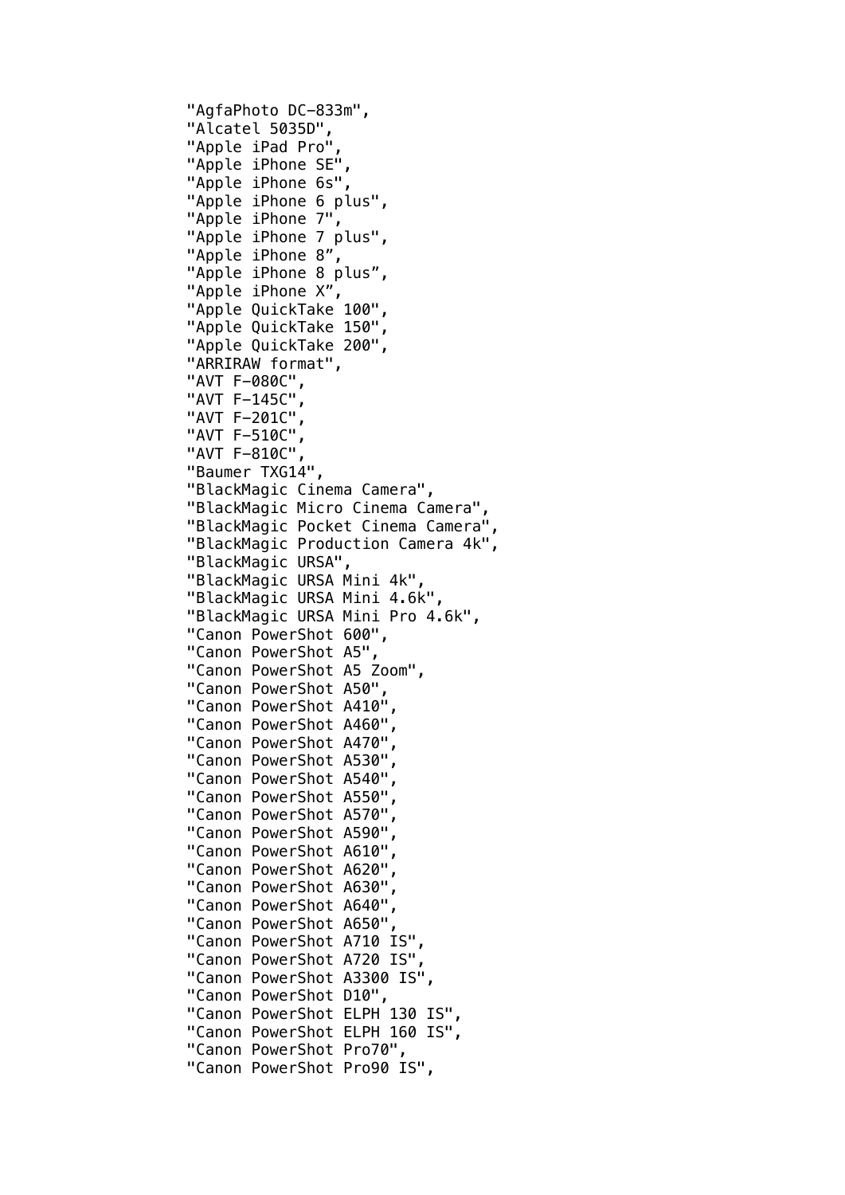```
"AgfaPhoto DC-833m",
"Alcatel 5035D",
"Apple iPad Pro",
"Apple iPhone SE",
"Apple iPhone 6s",
"Apple iPhone 6 plus",
"Apple iPhone 7",
"Apple iPhone 7 plus",
"Apple iPhone 8”,
"Apple iPhone 8 plus”,
"Apple iPhone X”,
"Apple QuickTake 100",
"Apple QuickTake 150",
"Apple QuickTake 200",
"ARRIRAW format",
"AVT F-080C",
"AVT F-145C",
"AVT F-201C",
"AVT F-510C",
"AVT F-810C",
"Baumer TXG14",
"BlackMagic Cinema Camera",
"BlackMagic Micro Cinema Camera",
"BlackMagic Pocket Cinema Camera",
"BlackMagic Production Camera 4k",
"BlackMagic URSA",
"BlackMagic URSA Mini 4k",
"BlackMagic URSA Mini 4.6k",
"BlackMagic URSA Mini Pro 4.6k",
"Canon PowerShot 600",
"Canon PowerShot A5",
"Canon PowerShot A5 Zoom",
"Canon PowerShot A50",
"Canon PowerShot A410",
"Canon PowerShot A460",
"Canon PowerShot A470",
"Canon PowerShot A530",
"Canon PowerShot A540",
"Canon PowerShot A550",
"Canon PowerShot A570",
"Canon PowerShot A590",
"Canon PowerShot A610",
"Canon PowerShot A620",
"Canon PowerShot A630",
"Canon PowerShot A640",
"Canon PowerShot A650",
"Canon PowerShot A710 IS",
"Canon PowerShot A720 IS",
"Canon PowerShot A3300 IS",
"Canon PowerShot D10",
"Canon PowerShot ELPH 130 IS",
"Canon PowerShot ELPH 160 IS",
"Canon PowerShot Pro70",
"Canon PowerShot Pro90 IS",
```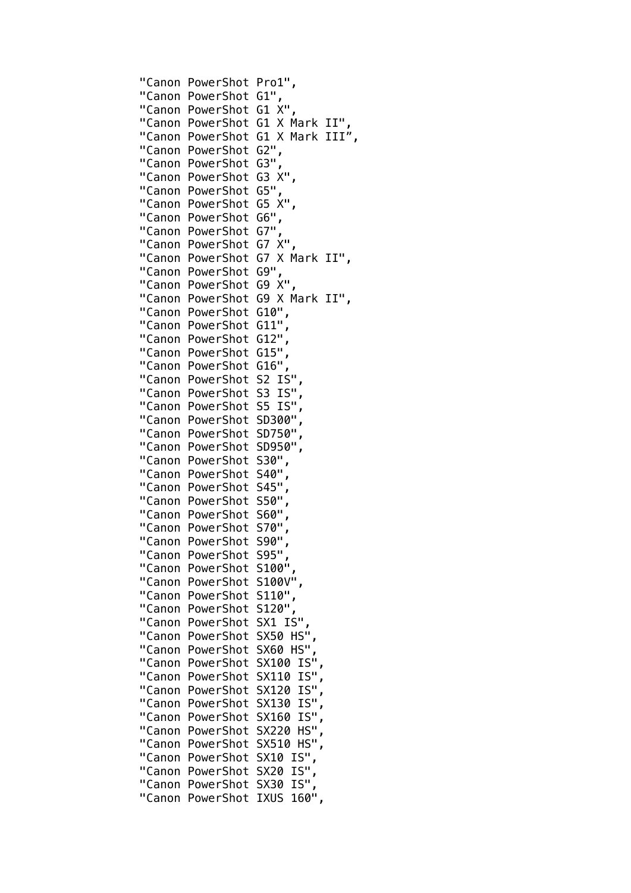```
"Canon PowerShot Pro1",
"Canon PowerShot G1",
"Canon PowerShot G1 X",
"Canon PowerShot G1 X Mark II",
"Canon PowerShot G1 X Mark III”,
"Canon PowerShot G2",
"Canon PowerShot G3",
"Canon PowerShot G3 X",
"Canon PowerShot G5",
"Canon PowerShot G5 X",
"Canon PowerShot G6",
"Canon PowerShot G7",
"Canon PowerShot G7 X",
"Canon PowerShot G7 X Mark II",
"Canon PowerShot G9",
"Canon PowerShot G9 X",
"Canon PowerShot G9 X Mark II",
"Canon PowerShot G10",
"Canon PowerShot G11",
"Canon PowerShot G12",
"Canon PowerShot G15",
"Canon PowerShot G16",
"Canon PowerShot S2 IS",
"Canon PowerShot S3 IS",
"Canon PowerShot S5 IS",
"Canon PowerShot SD300",
"Canon PowerShot SD750",
"Canon PowerShot SD950",
"Canon PowerShot S30",
"Canon PowerShot S40",
"Canon PowerShot S45",
"Canon PowerShot S50",
"Canon PowerShot S60",
"Canon PowerShot S70",
"Canon PowerShot S90",
"Canon PowerShot S95",
"Canon PowerShot S100",
"Canon PowerShot S100V",
"Canon PowerShot S110",
"Canon PowerShot S120",
"Canon PowerShot SX1 IS",
"Canon PowerShot SX50 HS",
"Canon PowerShot SX60 HS",
"Canon PowerShot SX100 IS",
"Canon PowerShot SX110 IS",
"Canon PowerShot SX120 IS",
"Canon PowerShot SX130 IS",
"Canon PowerShot SX160 IS",
"Canon PowerShot SX220 HS",
"Canon PowerShot SX510 HS",
"Canon PowerShot SX10 IS",
"Canon PowerShot SX20 IS",
"Canon PowerShot SX30 IS",
"Canon PowerShot IXUS 160",
```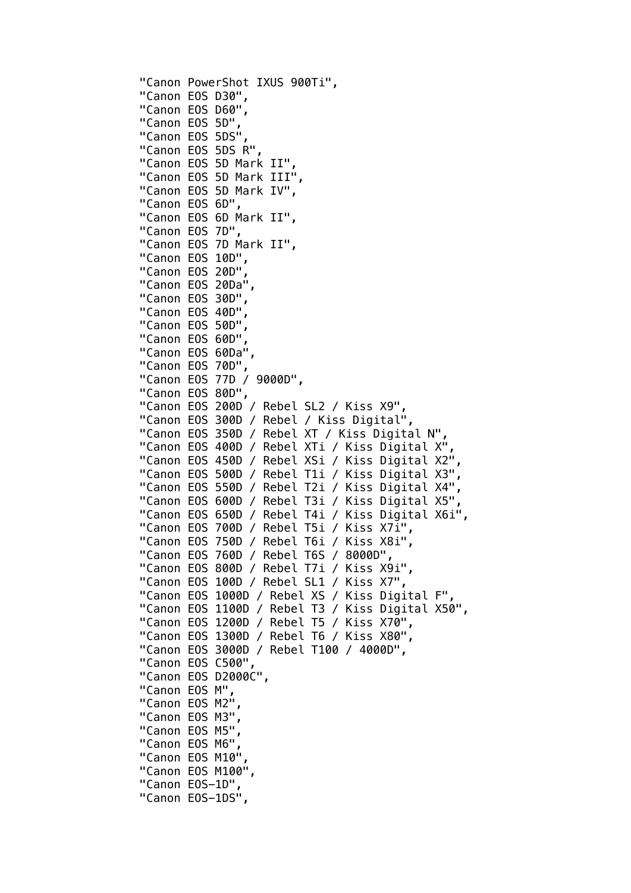```
"Canon PowerShot IXUS 900Ti",
"Canon EOS D30",
"Canon EOS D60",
"Canon EOS 5D",
"Canon EOS 5DS",
"Canon EOS 5DS R",
"Canon EOS 5D Mark II",
"Canon EOS 5D Mark III",
"Canon EOS 5D Mark IV",
"Canon EOS 6D",
"Canon EOS 6D Mark II",
"Canon EOS 7D",
"Canon EOS 7D Mark II",
"Canon EOS 10D",
"Canon EOS 20D",
"Canon EOS 20Da",
"Canon EOS 30D",
"Canon EOS 40D",
"Canon EOS 50D",
"Canon EOS 60D",
"Canon EOS 60Da",
"Canon EOS 70D",
"Canon EOS 77D / 9000D",
"Canon EOS 80D",
"Canon EOS 200D / Rebel SL2 / Kiss X9",
"Canon EOS 300D / Rebel / Kiss Digital",
"Canon EOS 350D / Rebel XT / Kiss Digital N",
"Canon EOS 400D / Rebel XTi / Kiss Digital X",
"Canon EOS 450D / Rebel XSi / Kiss Digital X2",
"Canon EOS 500D / Rebel T1i / Kiss Digital X3",
"Canon EOS 550D / Rebel T2i / Kiss Digital X4",
"Canon EOS 600D / Rebel T3i / Kiss Digital X5",
"Canon EOS 650D / Rebel T4i / Kiss Digital X6i",
"Canon EOS 700D / Rebel T5i / Kiss X7i",
"Canon EOS 750D / Rebel T6i / Kiss X8i",
"Canon EOS 760D / Rebel T6S / 8000D",
"Canon EOS 800D / Rebel T7i / Kiss X9i",
"Canon EOS 100D / Rebel SL1 / Kiss X7",
"Canon EOS 1000D / Rebel XS / Kiss Digital F",
"Canon EOS 1100D / Rebel T3 / Kiss Digital X50",
"Canon EOS 1200D / Rebel T5 / Kiss X70",
"Canon EOS 1300D / Rebel T6 / Kiss X80",
"Canon EOS 3000D / Rebel T100 / 4000D",
"Canon EOS C500",
"Canon EOS D2000C",
"Canon EOS M",
"Canon EOS M2",
"Canon EOS M3",
"Canon EOS M5",
"Canon EOS M6",
"Canon EOS M10",
"Canon EOS M100",
"Canon EOS-1D",
"Canon EOS-1DS",
```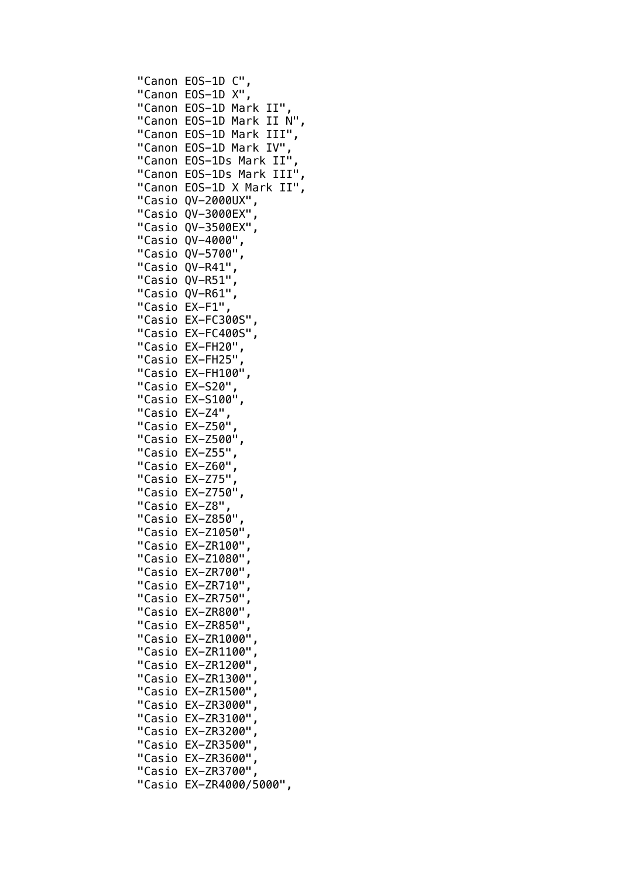```
"Canon EOS-1D C",
"Canon EOS-1D X",
"Canon EOS-1D Mark II",
"Canon EOS-1D Mark II N",
"Canon EOS-1D Mark III",
"Canon EOS-1D Mark IV",
"Canon EOS-1Ds Mark II",
"Canon EOS-1Ds Mark III",
"Canon EOS-1D X Mark II",
"Casio QV-2000UX",
"Casio QV-3000EX",
"Casio QV-3500EX",
"Casio QV-4000",
"Casio QV-5700",
"Casio QV-R41",
"Casio QV-R51",
"Casio QV-R61",
"Casio EX-F1",
"Casio EX-FC300S",
"Casio EX-FC400S",
"Casio EX-FH20",
"Casio EX-FH25",
"Casio EX-FH100",
"Casio EX-S20",
"Casio EX-S100",
"Casio EX-Z4",
"Casio EX-Z50",
"Casio EX-Z500",
"Casio EX-Z55",
"Casio EX-Z60",
"Casio EX-Z75",
"Casio EX-Z750",
"Casio EX-Z8",
"Casio EX-Z850",
"Casio EX-Z1050",
"Casio EX-ZR100",
"Casio EX-Z1080",
"Casio EX-ZR700",
"Casio EX-ZR710",
"Casio EX-ZR750",
"Casio EX-ZR800",
"Casio EX-ZR850",
"Casio EX-ZR1000",
"Casio EX-ZR1100",
"Casio EX-ZR1200",
"Casio EX-ZR1300",
"Casio EX-ZR1500",
"Casio EX-ZR3000",
"Casio EX-ZR3100",
"Casio EX-ZR3200",
"Casio EX-ZR3500",
"Casio EX-ZR3600",
"Casio EX-ZR3700",
"Casio EX-ZR4000/5000",
```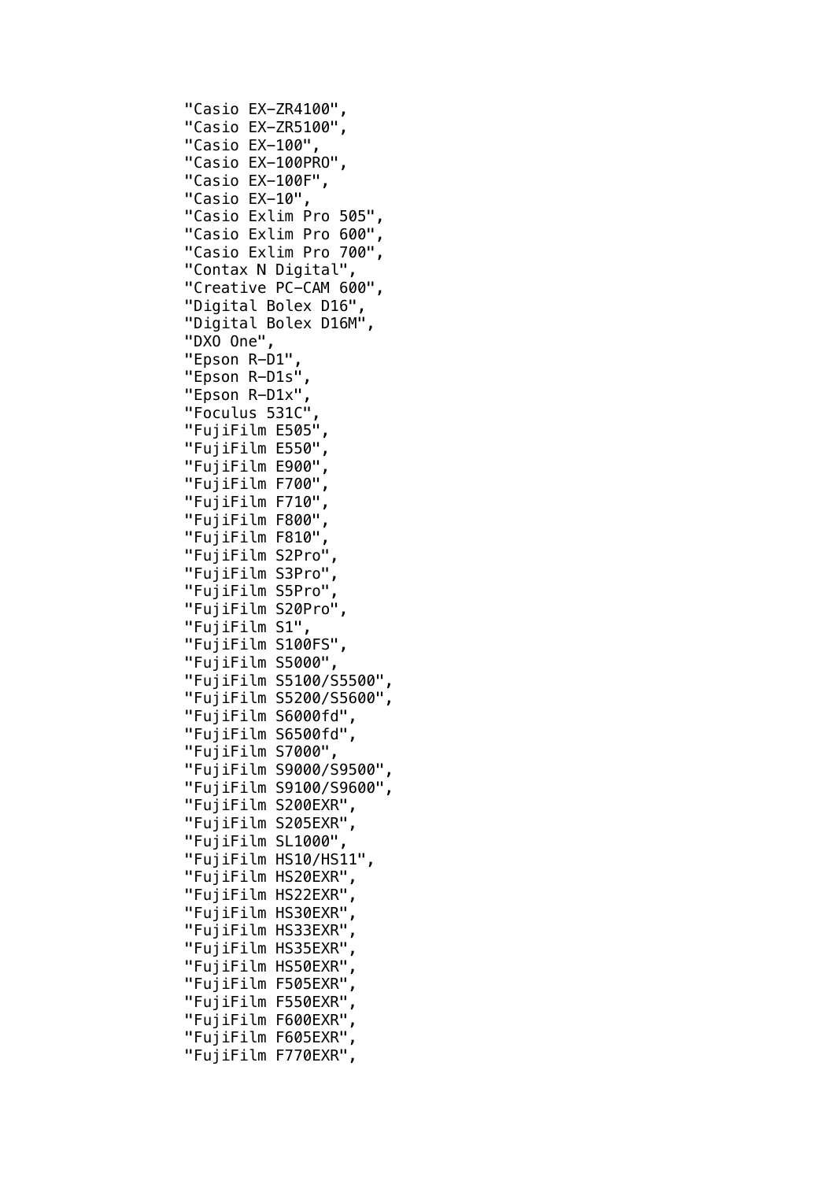```
"Casio EX-ZR4100",
"Casio EX-ZR5100",
"Casio EX-100",
"Casio EX-100PRO",
"Casio EX-100F",
"Casio EX-10",
"Casio Exlim Pro 505",
"Casio Exlim Pro 600",
"Casio Exlim Pro 700",
"Contax N Digital",
"Creative PC-CAM 600",
"Digital Bolex D16",
"Digital Bolex D16M",
"DXO One",
"Epson R-D1",
"Epson R-D1s",
"Epson R-D1x",
"Foculus 531C",
"FujiFilm E505",
"FujiFilm E550",
"FujiFilm E900",
"FujiFilm F700",
"FujiFilm F710",
"FujiFilm F800",
"FujiFilm F810",
"FujiFilm S2Pro",
"FujiFilm S3Pro",
"FujiFilm S5Pro",
"FujiFilm S20Pro",
"FujiFilm S1",
"FujiFilm S100FS",
"FujiFilm S5000",
"FujiFilm S5100/S5500",
"FujiFilm S5200/S5600",
"FujiFilm S6000fd",
"FujiFilm S6500fd",
"FujiFilm S7000",
"FujiFilm S9000/S9500",
"FujiFilm S9100/S9600",
"FujiFilm S200EXR",
"FujiFilm S205EXR",
"FujiFilm SL1000",
"FujiFilm HS10/HS11",
"FujiFilm HS20EXR",
"FujiFilm HS22EXR",
"FujiFilm HS30EXR",
"FujiFilm HS33EXR",
"FujiFilm HS35EXR",
"FujiFilm HS50EXR",
"FujiFilm F505EXR",
"FujiFilm F550EXR",
"FujiFilm F600EXR",
"FujiFilm F605EXR",
"FujiFilm F770EXR",
```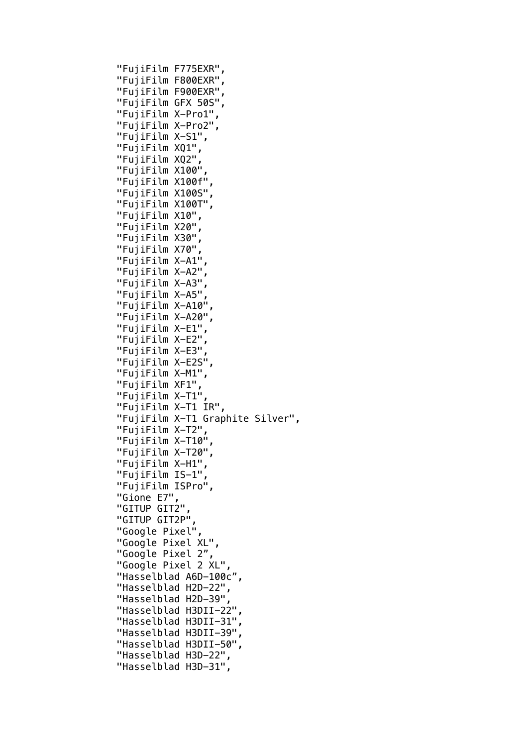```
"FujiFilm F775EXR",
"FujiFilm F800EXR",
"FujiFilm F900EXR",
"FujiFilm GFX 50S",
"FujiFilm X-Pro1",
"FujiFilm X-Pro2",
"FujiFilm X-S1",
"FujiFilm XQ1",
"FujiFilm XQ2",
"FujiFilm X100",
"FujiFilm X100f",
"FujiFilm X100S",
"FujiFilm X100T",
"FujiFilm X10",
"FujiFilm X20",
"FujiFilm X30",
"FujiFilm X70",
"FujiFilm X-A1",
"FujiFilm X-A2",
"FujiFilm X-A3",
"FujiFilm X-A5",
"FujiFilm X-A10",
"FujiFilm X-A20",
"FujiFilm X-E1",
"FujiFilm X-E2",
"FujiFilm X-E3",
"FujiFilm X-E2S",
"FujiFilm X-M1",
"FujiFilm XF1",
"FujiFilm X-T1",
"FujiFilm X-T1 IR",
"FujiFilm X-T1 Graphite Silver",
"FujiFilm X-T2",
"FujiFilm X-T10",
"FujiFilm X-T20",
"FujiFilm X-H1",
"FujiFilm IS-1",
"FujiFilm ISPro",
"Gione E7",
"GITUP GIT2",
"GITUP GIT2P",
"Google Pixel",
"Google Pixel XL",
"Google Pixel 2",
"Google Pixel 2 XL",
"Hasselblad A6D-100c",
"Hasselblad H2D-22",
"Hasselblad H2D-39",
"Hasselblad H3DII-22",
"Hasselblad H3DII-31",
"Hasselblad H3DII-39",
"Hasselblad H3DII-50",
"Hasselblad H3D-22",
"Hasselblad H3D-31",
```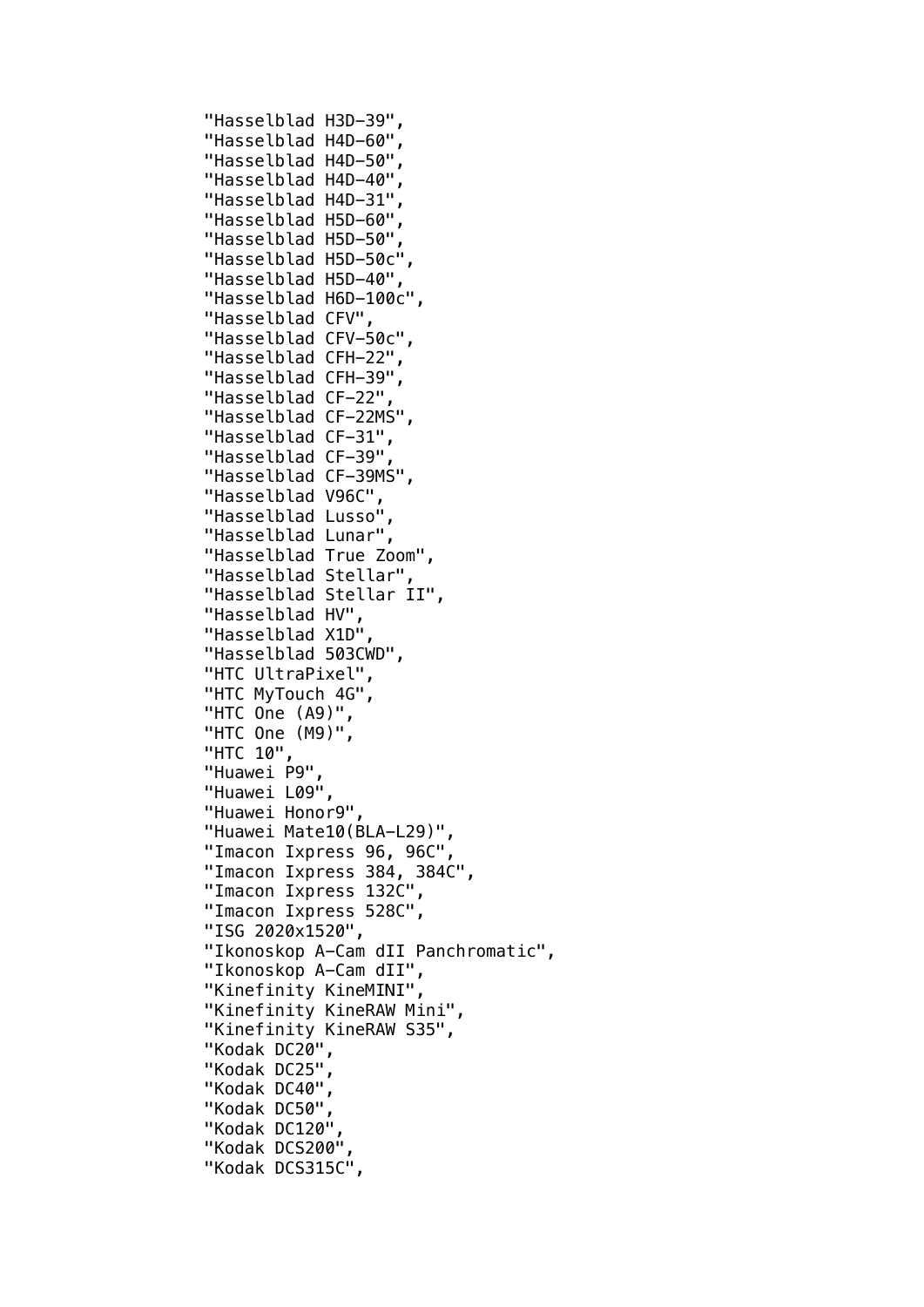```
"Hasselblad H3D-39",
"Hasselblad H4D-60",
"Hasselblad H4D-50",
"Hasselblad H4D-40",
"Hasselblad H4D-31",
"Hasselblad H5D-60",
"Hasselblad H5D-50",
"Hasselblad H5D-50c",
"Hasselblad H5D-40",
"Hasselblad H6D-100c",
"Hasselblad CFV",
"Hasselblad CFV-50c",
"Hasselblad CFH-22",
"Hasselblad CFH-39",
"Hasselblad CF-22",
"Hasselblad CF-22MS",
"Hasselblad CF-31",
"Hasselblad CF-39",
"Hasselblad CF-39MS",
"Hasselblad V96C",
"Hasselblad Lusso",
"Hasselblad Lunar",
"Hasselblad True Zoom",
"Hasselblad Stellar",
"Hasselblad Stellar II",
"Hasselblad HV",
"Hasselblad X1D",
"Hasselblad 503CWD",
"HTC UltraPixel",
"HTC MyTouch 4G",
"HTC One (A9)",
"HTC One (M9)",
"HTC 10",
"Huawei P9",
"Huawei L09",
"Huawei Honor9",
"Huawei Mate10(BLA-L29)",
"Imacon Ixpress 96, 96C",
"Imacon Ixpress 384, 384C",
"Imacon Ixpress 132C",
"Imacon Ixpress 528C",
"ISG 2020x1520",
"Ikonoskop A-Cam dII Panchromatic",
"Ikonoskop A-Cam dII",
"Kinefinity KineMINI",
"Kinefinity KineRAW Mini",
"Kinefinity KineRAW S35",
"Kodak DC20",
"Kodak DC25",
"Kodak DC40",
"Kodak DC50",
"Kodak DC120",
"Kodak DCS200",
"Kodak DCS315C",
```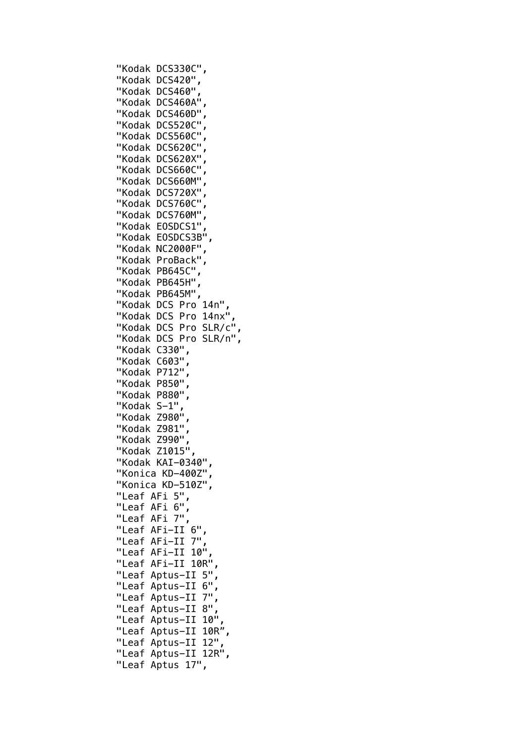```
"Kodak DCS330C",
"Kodak DCS420",
"Kodak DCS460",
"Kodak DCS460A",
"Kodak DCS460D",
"Kodak DCS520C",
"Kodak DCS560C",
"Kodak DCS620C",
"Kodak DCS620X",
"Kodak DCS660C",
"Kodak DCS660M",
"Kodak DCS720X",
"Kodak DCS760C",
"Kodak DCS760M",
"Kodak EOSDCS1",
"Kodak EOSDCS3B",
"Kodak NC2000F",
"Kodak ProBack",
"Kodak PB645C",
"Kodak PB645H",
"Kodak PB645M",
"Kodak DCS Pro 14n",
"Kodak DCS Pro 14nx",
"Kodak DCS Pro SLR/c",
"Kodak DCS Pro SLR/n",
"Kodak C330",
"Kodak C603",
"Kodak P712",
"Kodak P850",
"Kodak P880",
"Kodak S-1",
"Kodak Z980",
"Kodak Z981",
"Kodak Z990",
"Kodak Z1015",
"Kodak KAI-0340",
"Konica KD-400Z",
"Konica KD-510Z",
"Leaf AFi 5",
"Leaf AFi 6",
"Leaf AFi 7",
"Leaf AFi-II 6",
"Leaf AFi-II 7",
"Leaf AFi-II 10",
"Leaf AFi-II 10R",
"Leaf Aptus-II 5",
"Leaf Aptus-II 6",
"Leaf Aptus-II 7",
"Leaf Aptus-II 8",
"Leaf Aptus-II 10",
"Leaf Aptus-II 10R",
"Leaf Aptus-II 12",
"Leaf Aptus-II 12R",
"Leaf Aptus 17",
```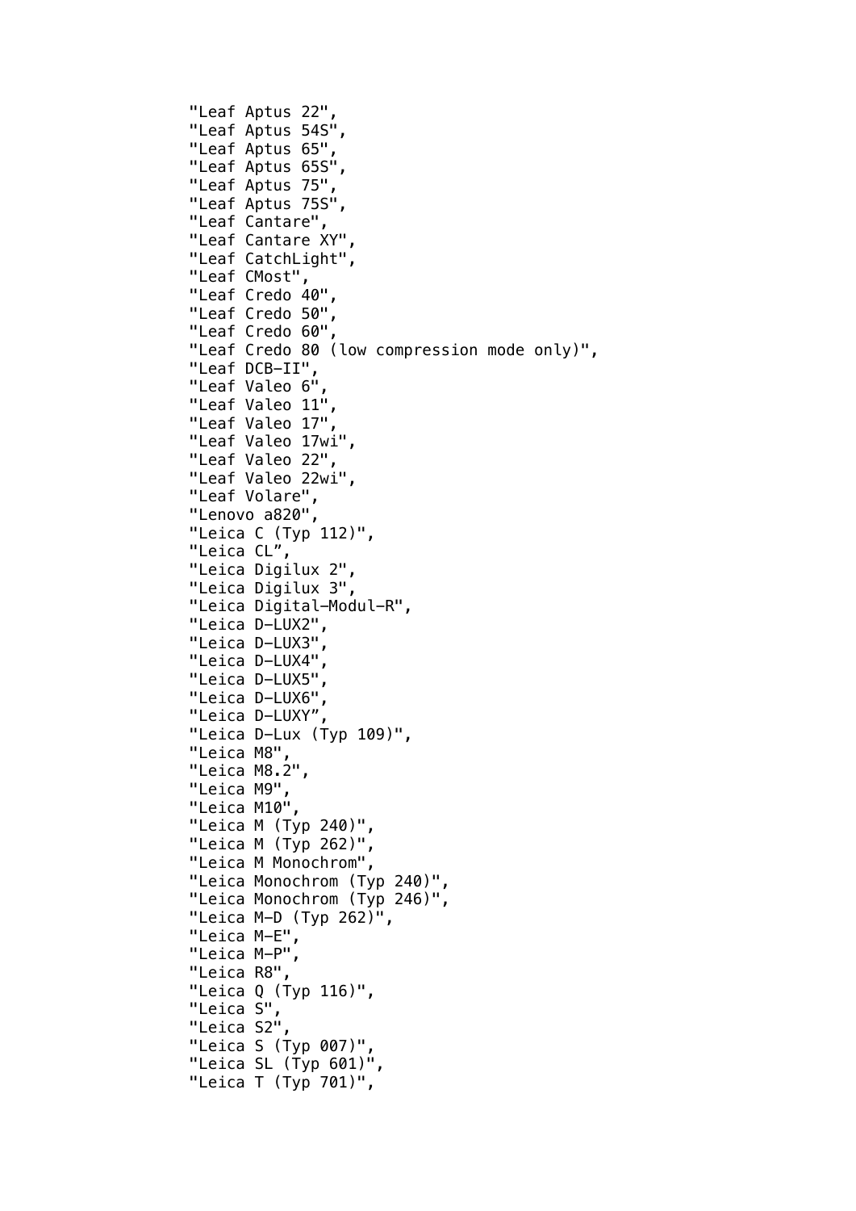```
"Leaf Aptus 22",
"Leaf Aptus 54S",
"Leaf Aptus 65",
"Leaf Aptus 65S",
"Leaf Aptus 75",
"Leaf Aptus 75S",
"Leaf Cantare",
"Leaf Cantare XY",
"Leaf CatchLight",
"Leaf CMost",
"Leaf Credo 40",
"Leaf Credo 50",
"Leaf Credo 60",
"Leaf Credo 80 (low compression mode only)",
"Leaf DCB-II",
"Leaf Valeo 6",
"Leaf Valeo 11",
"Leaf Valeo 17",
"Leaf Valeo 17wi",
"Leaf Valeo 22",
"Leaf Valeo 22wi",
"Leaf Volare",
"Lenovo a820",
"Leica C (Typ 112)",
"Leica CL",
"Leica Digilux 2",
"Leica Digilux 3",
"Leica Digital-Modul-R",
"Leica D-LUX2",
"Leica D-LUX3",
"Leica D-LUX4",
"Leica D-LUX5",
"Leica D-LUX6",
"Leica D-LUXY",
"Leica D-Lux (Typ 109)",
"Leica M8",
"Leica M8.2",
"Leica M9",
"Leica M10",
"Leica M (Typ 240)",
"Leica M (Typ 262)",
"Leica M Monochrom",
"Leica Monochrom (Typ 240)",
"Leica Monochrom (Typ 246)",
"Leica M-D (Typ 262)",
"Leica M-E",
"Leica M-P",
"Leica R8",
"Leica Q (Typ 116)",
"Leica S",
"Leica S2",
"Leica S (Typ 007)",
"Leica SL (Typ 601)",
"Leica T (Typ 701)",
```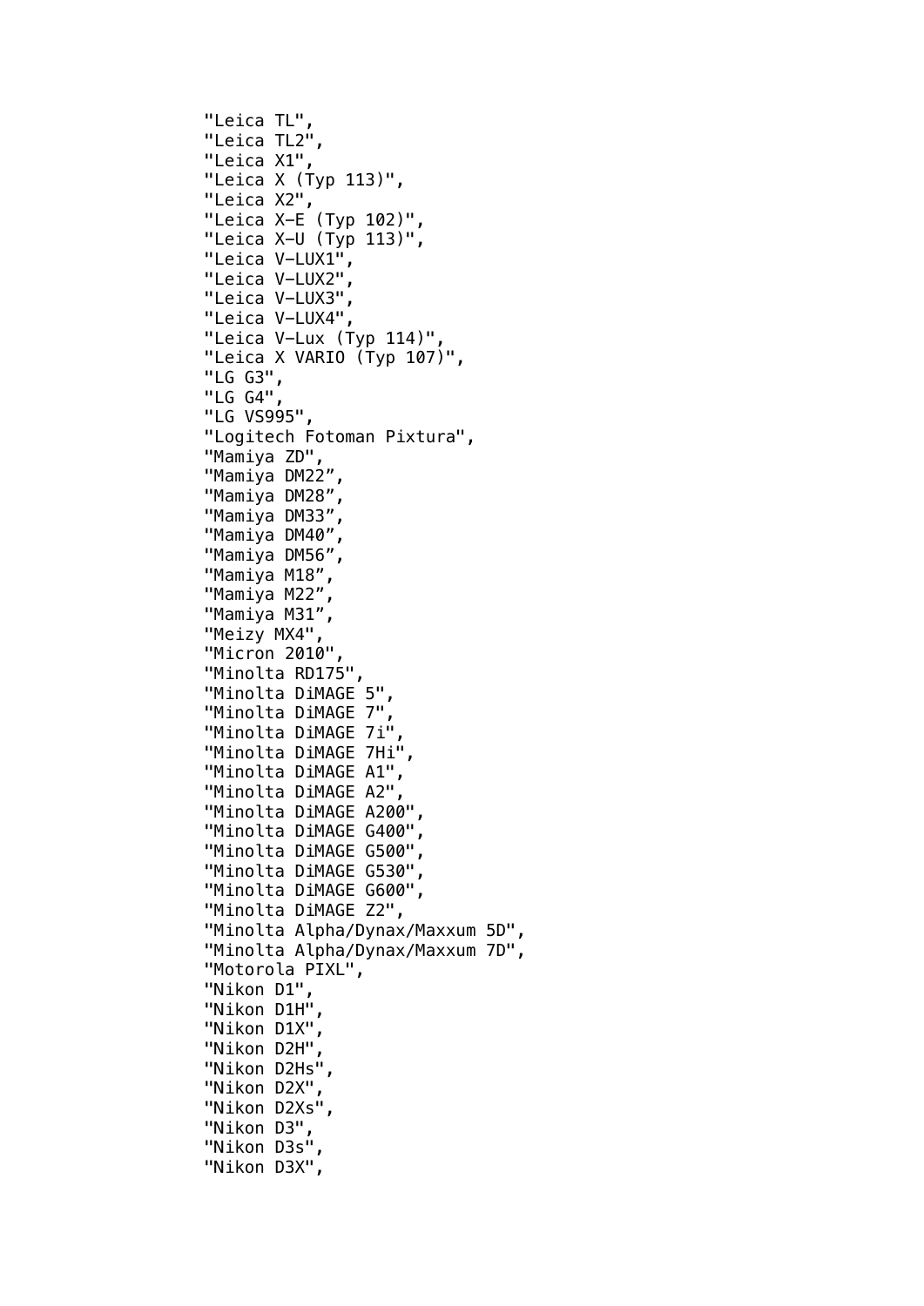```
"Leica TL",
"Leica TL2",
"Leica X1",
"Leica X (Typ 113)",
"Leica X2",
"Leica X-E (Typ 102)",
"Leica X-U (Typ 113)",
"Leica V-LUX1",
"Leica V-LUX2",
"Leica V-LUX3",
"Leica V-LUX4",
"Leica V-Lux (Typ 114)",
"Leica X VARIO (Typ 107)",
"LG G3",
"LG G4",
"LG VS995",
"Logitech Fotoman Pixtura",
"Mamiya ZD",
"Mamiya DM22”,
"Mamiya DM28”,
"Mamiya DM33”,
"Mamiya DM40”,
"Mamiya DM56”,
"Mamiya M18”,
"Mamiya M22”,
"Mamiya M31”,
"Meizy MX4",
"Micron 2010",
"Minolta RD175",
"Minolta DiMAGE 5",
"Minolta DiMAGE 7",
"Minolta DiMAGE 7i",
"Minolta DiMAGE 7Hi",
"Minolta DiMAGE A1",
"Minolta DiMAGE A2",
"Minolta DiMAGE A200",
"Minolta DiMAGE G400",
"Minolta DiMAGE G500",
"Minolta DiMAGE G530",
"Minolta DiMAGE G600",
"Minolta DiMAGE Z2",
"Minolta Alpha/Dynax/Maxxum 5D",
"Minolta Alpha/Dynax/Maxxum 7D",
"Motorola PIXL",
"Nikon D1",
"Nikon D1H",
"Nikon D1X",
"Nikon D2H",
"Nikon D2Hs",
"Nikon D2X",
"Nikon D2Xs",
"Nikon D3",
"Nikon D3s",
"Nikon D3X",
```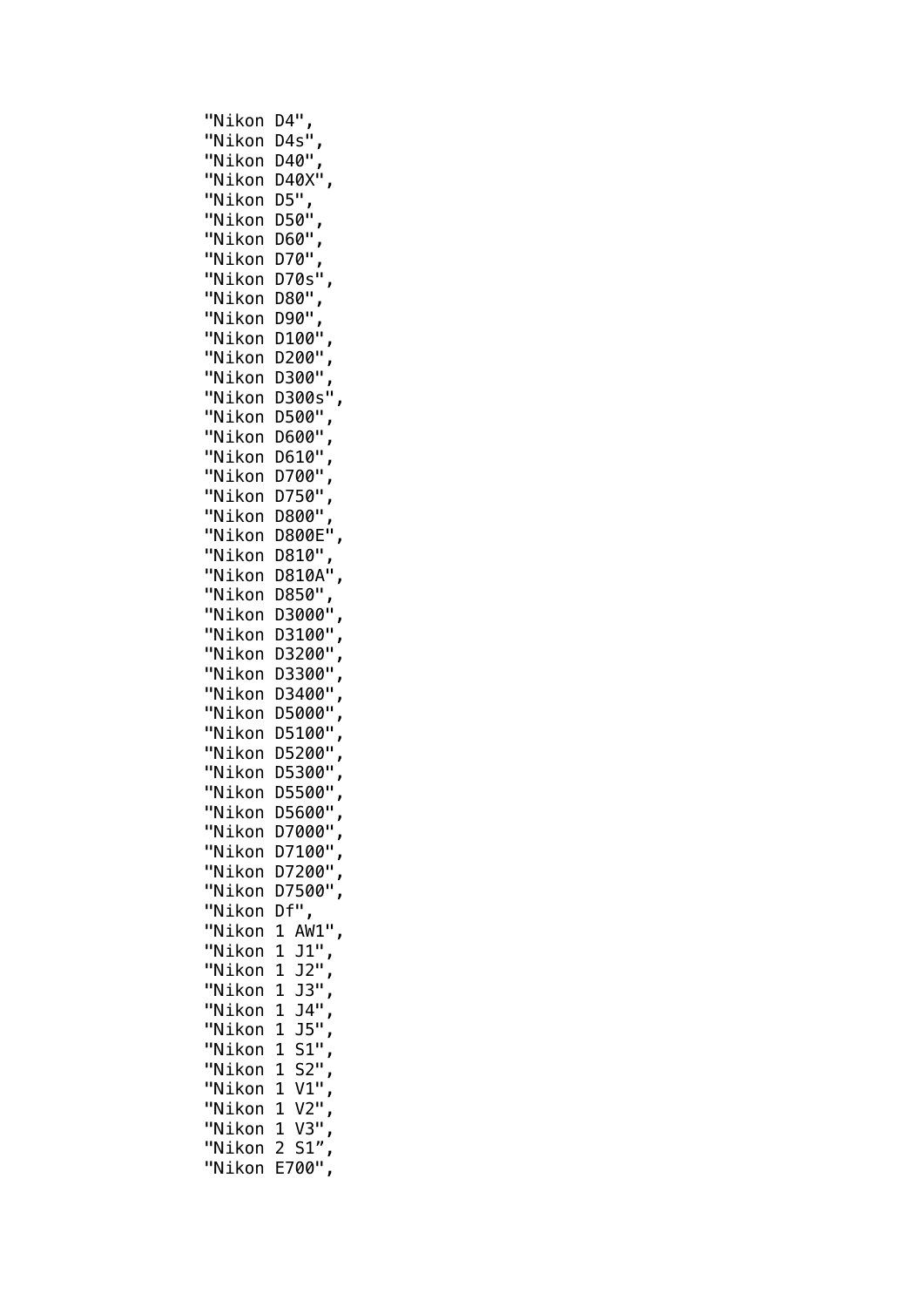```
"Nikon D4",
"Nikon D4s",
"Nikon D40",
"Nikon D40X",
"Nikon D5",
"Nikon D50",
"Nikon D60",
"Nikon D70",
"Nikon D70s",
"Nikon D80",
"Nikon D90",
"Nikon D100",
"Nikon D200",
"Nikon D300",
"Nikon D300s",
"Nikon D500",
"Nikon D600",
"Nikon D610",
"Nikon D700",
"Nikon D750",
"Nikon D800",
"Nikon D800E",
"Nikon D810",
"Nikon D810A",
"Nikon D850",
"Nikon D3000",
"Nikon D3100",
"Nikon D3200",
"Nikon D3300",
"Nikon D3400",
"Nikon D5000",
"Nikon D5100",
"Nikon D5200",
"Nikon D5300",
"Nikon D5500",
"Nikon D5600",
"Nikon D7000",
"Nikon D7100",
"Nikon D7200",
"Nikon D7500",
"Nikon Df",
"Nikon 1 AW1",
"Nikon 1 J1",
"Nikon 1 J2",
"Nikon 1 J3",
"Nikon 1 J4",
"Nikon 1 J5",
"Nikon 1 S1",
"Nikon 1 S2",
"Nikon 1 V1",
"Nikon 1 V2",
"Nikon 1 V3",
"Nikon 2 S1”,
"Nikon E700",
```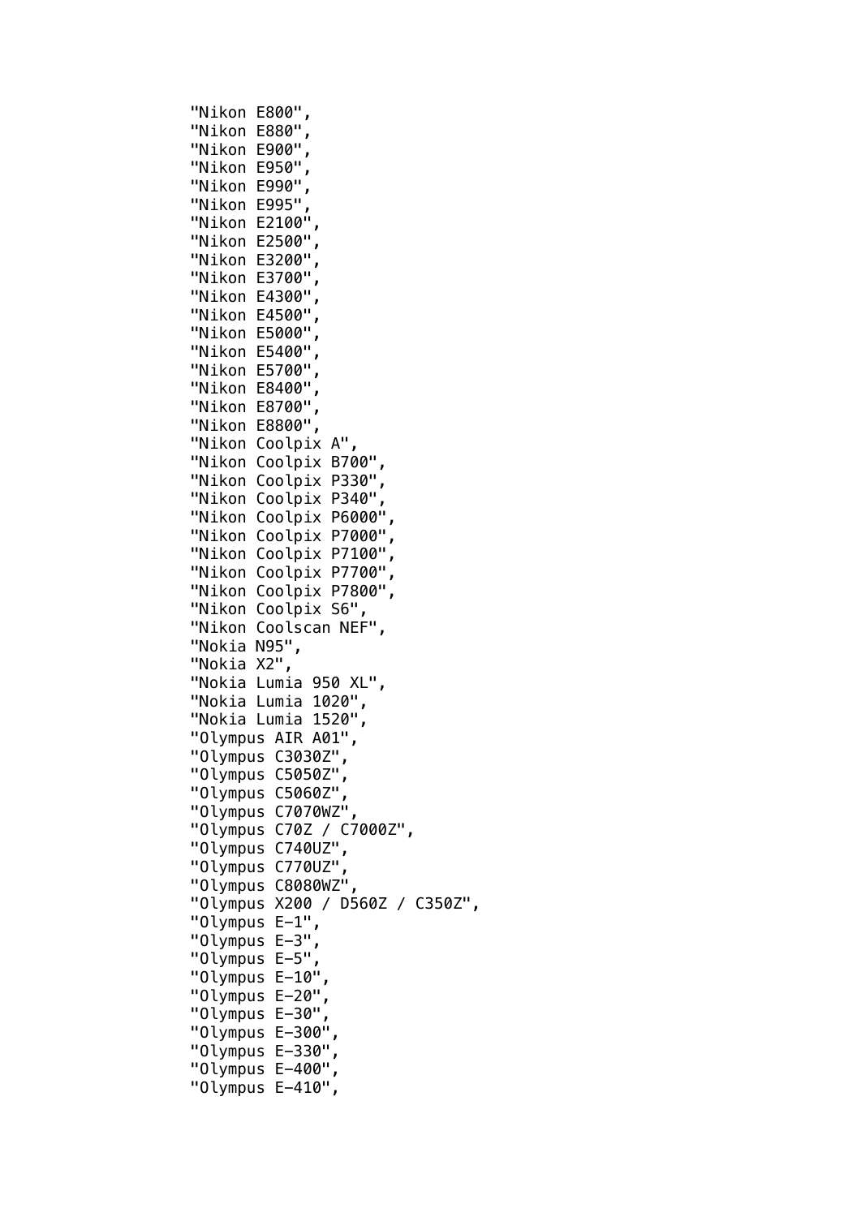```
"Nikon E800",
"Nikon E880",
"Nikon E900",
"Nikon E950",
"Nikon E990",
"Nikon E995",
"Nikon E2100",
"Nikon E2500",
"Nikon E3200",
"Nikon E3700",
"Nikon E4300",
"Nikon E4500",
"Nikon E5000",
"Nikon E5400",
"Nikon E5700",
"Nikon E8400",
"Nikon E8700",
"Nikon E8800",
"Nikon Coolpix A",
"Nikon Coolpix B700",
"Nikon Coolpix P330",
"Nikon Coolpix P340",
"Nikon Coolpix P6000",
"Nikon Coolpix P7000",
"Nikon Coolpix P7100",
"Nikon Coolpix P7700",
"Nikon Coolpix P7800",
"Nikon Coolpix S6",
"Nikon Coolscan NEF",
"Nokia N95",
"Nokia X2",
"Nokia Lumia 950 XL",
"Nokia Lumia 1020",
"Nokia Lumia 1520",
"Olympus AIR A01",
"Olympus C3030Z",
"Olympus C5050Z",
"Olympus C5060Z",
"Olympus C7070WZ",
"Olympus C70Z / C7000Z",
"Olympus C740UZ",
"Olympus C770UZ",
"Olympus C8080WZ",
"Olympus X200 / D560Z / C350Z",
"Olympus E-1",
"Olympus E-3",
"Olympus E-5",
"Olympus E-10",
"Olympus E-20",
"Olympus E-30",
"Olympus E-300",
"Olympus E-330",
"Olympus E-400",
"Olympus E-410",
```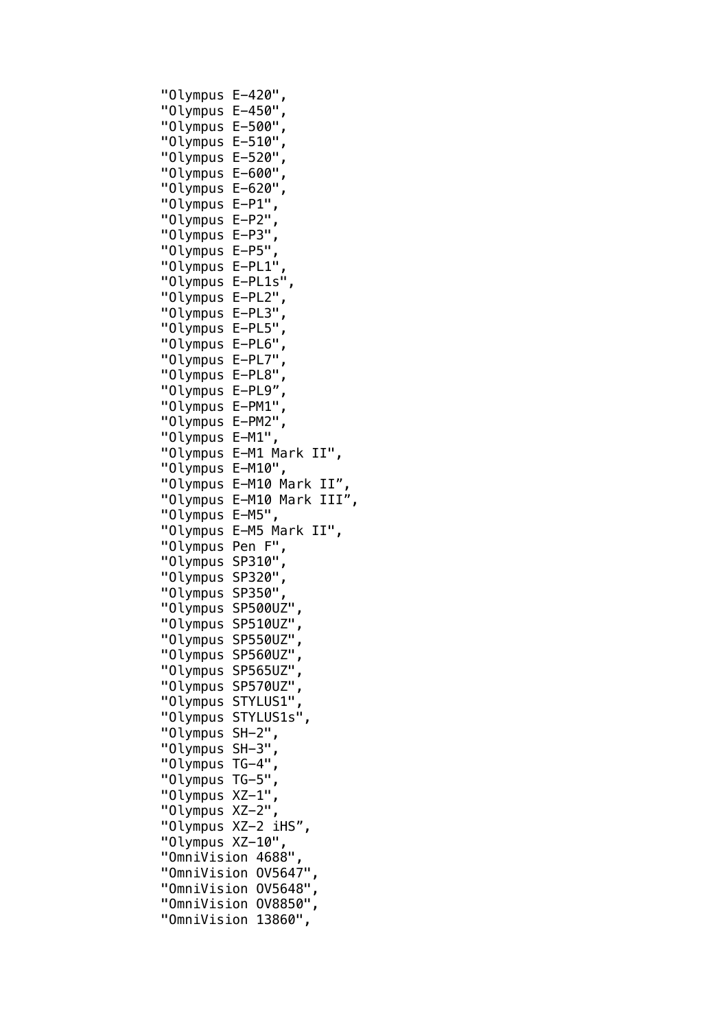```
"Olympus E-420",
"Olympus E-450",
"Olympus E-500",
"Olympus E-510",
"Olympus E-520",
"Olympus E-600",
"Olympus E-620",
"Olympus E-P1",
"Olympus E-P2",
"Olympus E-P3",
"Olympus E-P5",
"Olympus E-PL1",
"Olympus E-PL1s",
"Olympus E-PL2",
"Olympus E-PL3",
"Olympus E-PL5",
"Olympus E-PL6",
"Olympus E-PL7",
"Olympus E-PL8",
"Olympus E-PL9”,
"Olympus E-PM1",
"Olympus E-PM2",
"Olympus E-M1",
"Olympus E-M1 Mark II",
"Olympus E-M10",
"Olympus E-M10 Mark II”,
"Olympus E-M10 Mark III”,
"Olympus E-M5",
"Olympus E-M5 Mark II",
"Olympus Pen F",
"Olympus SP310",
"Olympus SP320",
"Olympus SP350",
"Olympus SP500UZ",
"Olympus SP510UZ",
"Olympus SP550UZ",
"Olympus SP560UZ",
"Olympus SP565UZ",
"Olympus SP570UZ",
"Olympus STYLUS1",
"Olympus STYLUS1s",
"Olympus SH-2",
"Olympus SH-3",
"Olympus TG-4",
"Olympus TG-5",
"Olympus XZ-1",
"Olympus XZ-2",
"Olympus XZ-2 iHS”,
"Olympus XZ-10",
"OmniVision 4688",
"OmniVision OV5647",
"OmniVision OV5648",
"OmniVision OV8850",
"OmniVision 13860",
```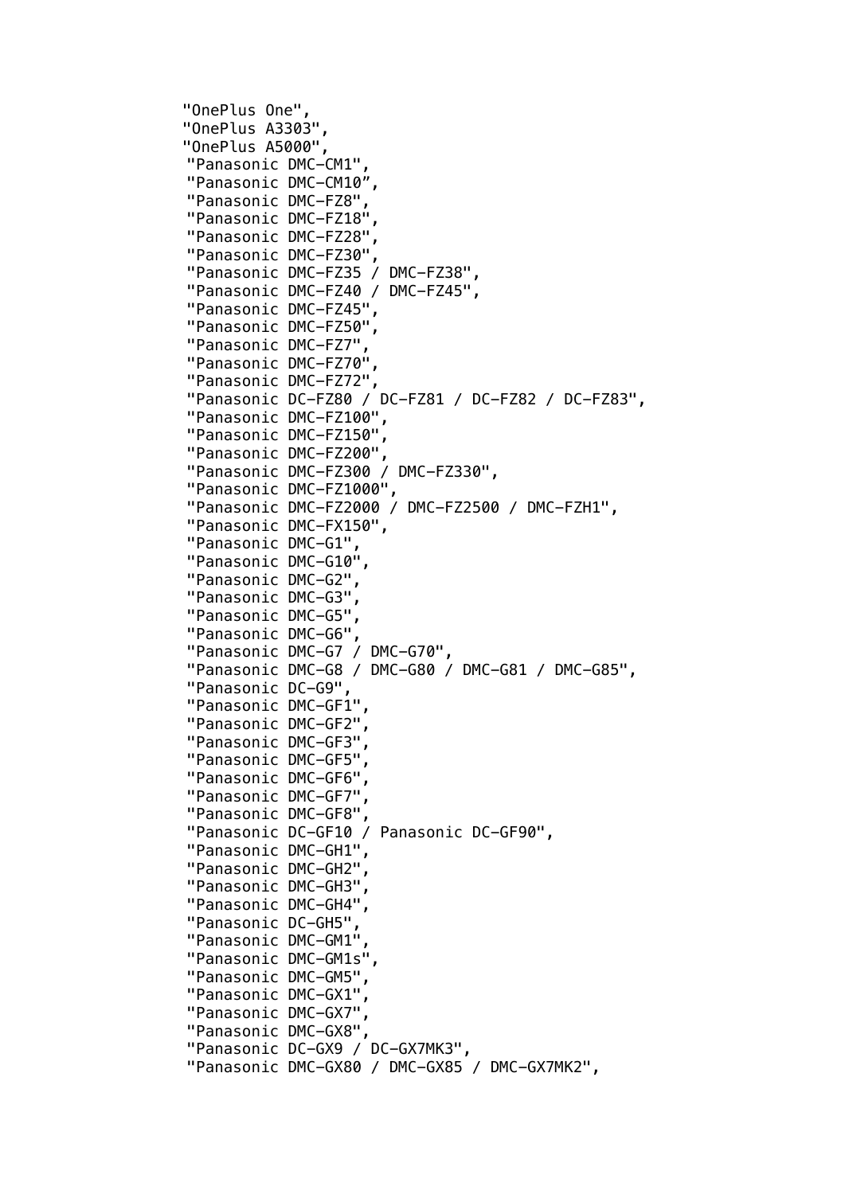```
"OnePlus One",
"OnePlus A3303",
"OnePlus A5000",
 "Panasonic DMC-CM1",
 "Panasonic DMC-CM10”,
 "Panasonic DMC-FZ8",
 "Panasonic DMC-FZ18",
 "Panasonic DMC-FZ28",
 "Panasonic DMC-FZ30",
 "Panasonic DMC-FZ35 / DMC-FZ38",
 "Panasonic DMC-FZ40 / DMC-FZ45",
 "Panasonic DMC-FZ45",
 "Panasonic DMC-FZ50",
 "Panasonic DMC-FZ7",
 "Panasonic DMC-FZ70",
 "Panasonic DMC-FZ72",
 "Panasonic DC-FZ80 / DC-FZ81 / DC-FZ82 / DC-FZ83",
 "Panasonic DMC-FZ100",
 "Panasonic DMC-FZ150",
 "Panasonic DMC-FZ200",
 "Panasonic DMC-FZ300 / DMC-FZ330",
 "Panasonic DMC-FZ1000",
 "Panasonic DMC-FZ2000 / DMC-FZ2500 / DMC-FZH1",
 "Panasonic DMC-FX150",
 "Panasonic DMC-G1",
 "Panasonic DMC-G10",
 "Panasonic DMC-G2",
 "Panasonic DMC-G3",
 "Panasonic DMC-G5",
 "Panasonic DMC-G6",
 "Panasonic DMC-G7 / DMC-G70",
 "Panasonic DMC-G8 / DMC-G80 / DMC-G81 / DMC-G85",
 "Panasonic DC-G9",
 "Panasonic DMC-GF1",
 "Panasonic DMC-GF2",
 "Panasonic DMC-GF3",
 "Panasonic DMC-GF5",
 "Panasonic DMC-GF6",
 "Panasonic DMC-GF7",
 "Panasonic DMC-GF8",
 "Panasonic DC-GF10 / Panasonic DC-GF90",
 "Panasonic DMC-GH1",
 "Panasonic DMC-GH2",
 "Panasonic DMC-GH3",
 "Panasonic DMC-GH4",
 "Panasonic DC-GH5",
 "Panasonic DMC-GM1",
 "Panasonic DMC-GM1s",
 "Panasonic DMC-GM5",
 "Panasonic DMC-GX1",
 "Panasonic DMC-GX7",
 "Panasonic DMC-GX8",
 "Panasonic DC-GX9 / DC-GX7MK3",
 "Panasonic DMC-GX80 / DMC-GX85 / DMC-GX7MK2",
```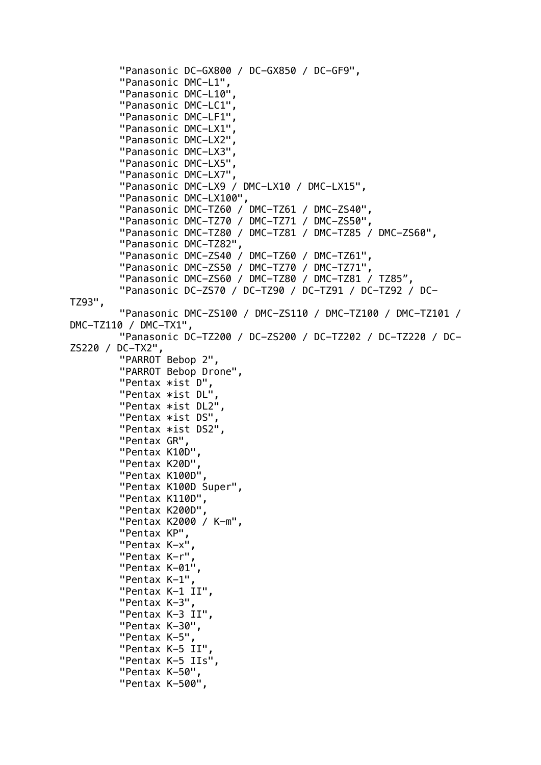```
        "Panasonic DC-GX800 / DC-GX850 / DC-GF9",
        "Panasonic DMC-L1",
        "Panasonic DMC-L10",
        "Panasonic DMC-LC1",
        "Panasonic DMC-LF1",
        "Panasonic DMC-LX1",
        "Panasonic DMC-LX2",
        "Panasonic DMC-LX3",
        "Panasonic DMC-LX5",
        "Panasonic DMC-LX7",
        "Panasonic DMC-LX9 / DMC-LX10 / DMC-LX15",
        "Panasonic DMC-LX100",
        "Panasonic DMC-TZ60 / DMC-TZ61 / DMC-ZS40",
        "Panasonic DMC-TZ70 / DMC-TZ71 / DMC-ZS50",
        "Panasonic DMC-TZ80 / DMC-TZ81 / DMC-TZ85 / DMC-ZS60",
        "Panasonic DMC-TZ82",
        "Panasonic DMC-ZS40 / DMC-TZ60 / DMC-TZ61",
        "Panasonic DMC-ZS50 / DMC-TZ70 / DMC-TZ71",
        "Panasonic DMC-ZS60 / DMC-TZ80 / DMC-TZ81 / TZ85”,
        "Panasonic DC-ZS70 / DC-TZ90 / DC-TZ91 / DC-TZ92 / DC-
TZ93",
        "Panasonic DMC-ZS100 / DMC-ZS110 / DMC-TZ100 / DMC-TZ101 /
DMC-TZ110 / DMC-TX1",
        "Panasonic DC-TZ200 / DC-ZS200 / DC-TZ202 / DC-TZ220 / DC-
ZS220 / DC-TX2",
        "PARROT Bebop 2",
        "PARROT Bebop Drone",
        "Pentax *ist D",
        "Pentax *ist DL",
        "Pentax *ist DL2",
        "Pentax *ist DS",
        "Pentax *ist DS2",
        "Pentax GR",
        "Pentax K10D",
        "Pentax K20D",
        "Pentax K100D",
        "Pentax K100D Super",
        "Pentax K110D",
        "Pentax K200D",
        "Pentax K2000 / K-m",
        "Pentax KP",
        "Pentax K-x",
        "Pentax K-r",
        "Pentax K-01",
        "Pentax K-1",
        "Pentax K-1 II",
        "Pentax K-3",
        "Pentax K-3 II",
        "Pentax K-30",
        "Pentax K-5",
        "Pentax K-5 II",
        "Pentax K-5 IIs",
        "Pentax K-50",
        "Pentax K-500",
```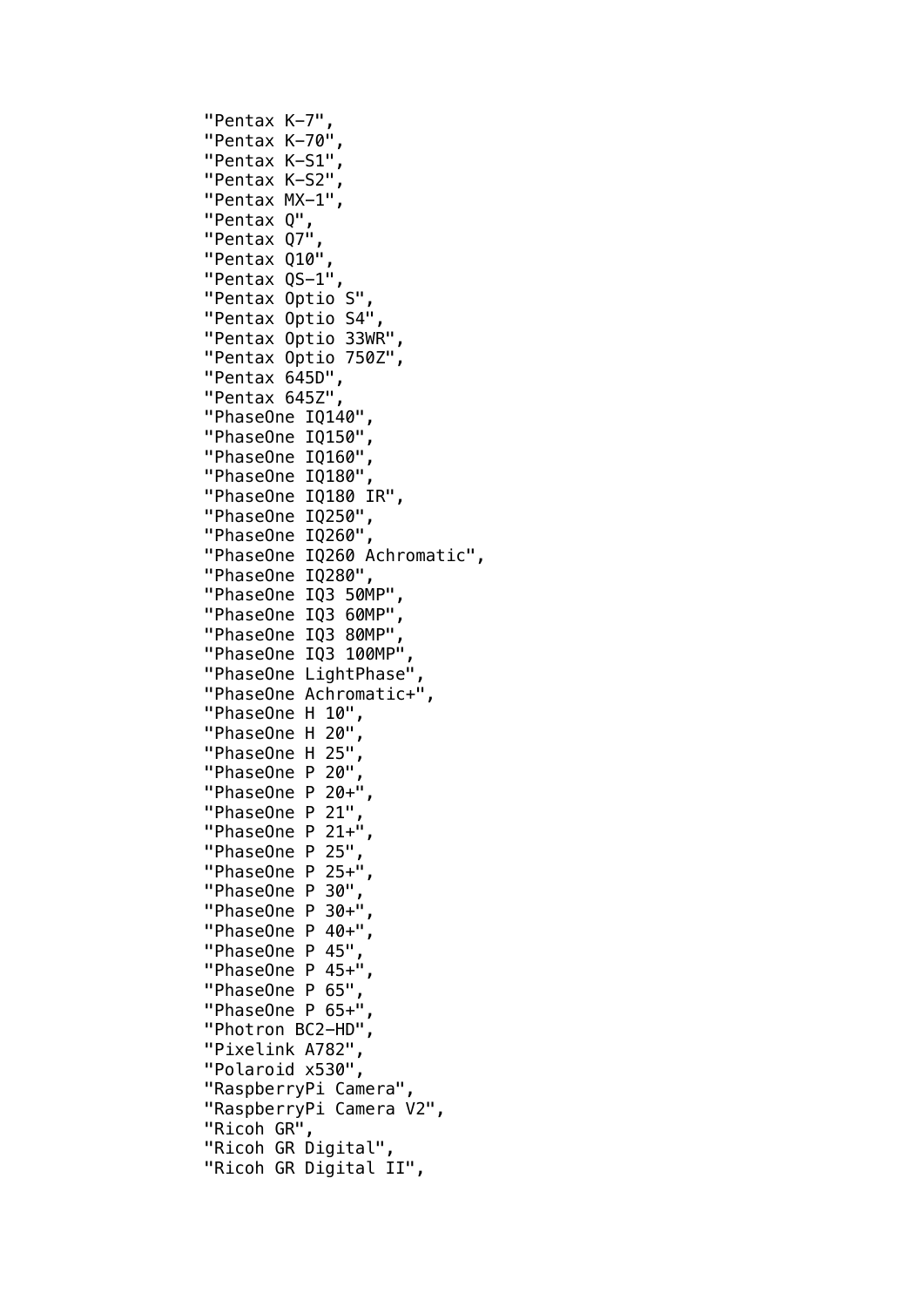```
"Pentax K-7",
"Pentax K-70",
"Pentax K-S1",
"Pentax K-S2",
"Pentax MX-1",
"Pentax Q",
"Pentax Q7",
"Pentax Q10",
"Pentax QS-1",
"Pentax Optio S",
"Pentax Optio S4",
"Pentax Optio 33WR",
"Pentax Optio 750Z",
"Pentax 645D",
"Pentax 645Z",
"PhaseOne IQ140",
"PhaseOne IQ150",
"PhaseOne IQ160",
"PhaseOne IQ180",
"PhaseOne IQ180 IR",
"PhaseOne IQ250",
"PhaseOne IQ260",
"PhaseOne IQ260 Achromatic",
"PhaseOne IQ280",
"PhaseOne IQ3 50MP",
"PhaseOne IQ3 60MP",
"PhaseOne IQ3 80MP",
"PhaseOne IQ3 100MP",
"PhaseOne LightPhase",
"PhaseOne Achromatic+",
"PhaseOne H 10",
"PhaseOne H 20",
"PhaseOne H 25",
"PhaseOne P 20",
"PhaseOne P 20+",
"PhaseOne P 21",
"PhaseOne P 21+",
"PhaseOne P 25",
"PhaseOne P 25+",
"PhaseOne P 30",
"PhaseOne P 30+",
"PhaseOne P 40+",
"PhaseOne P 45",
"PhaseOne P 45+",
"PhaseOne P 65",
"PhaseOne P 65+",
"Photron BC2-HD",
"Pixelink A782",
"Polaroid x530",
"RaspberryPi Camera",
"RaspberryPi Camera V2",
"Ricoh GR",
"Ricoh GR Digital",
"Ricoh GR Digital II",
```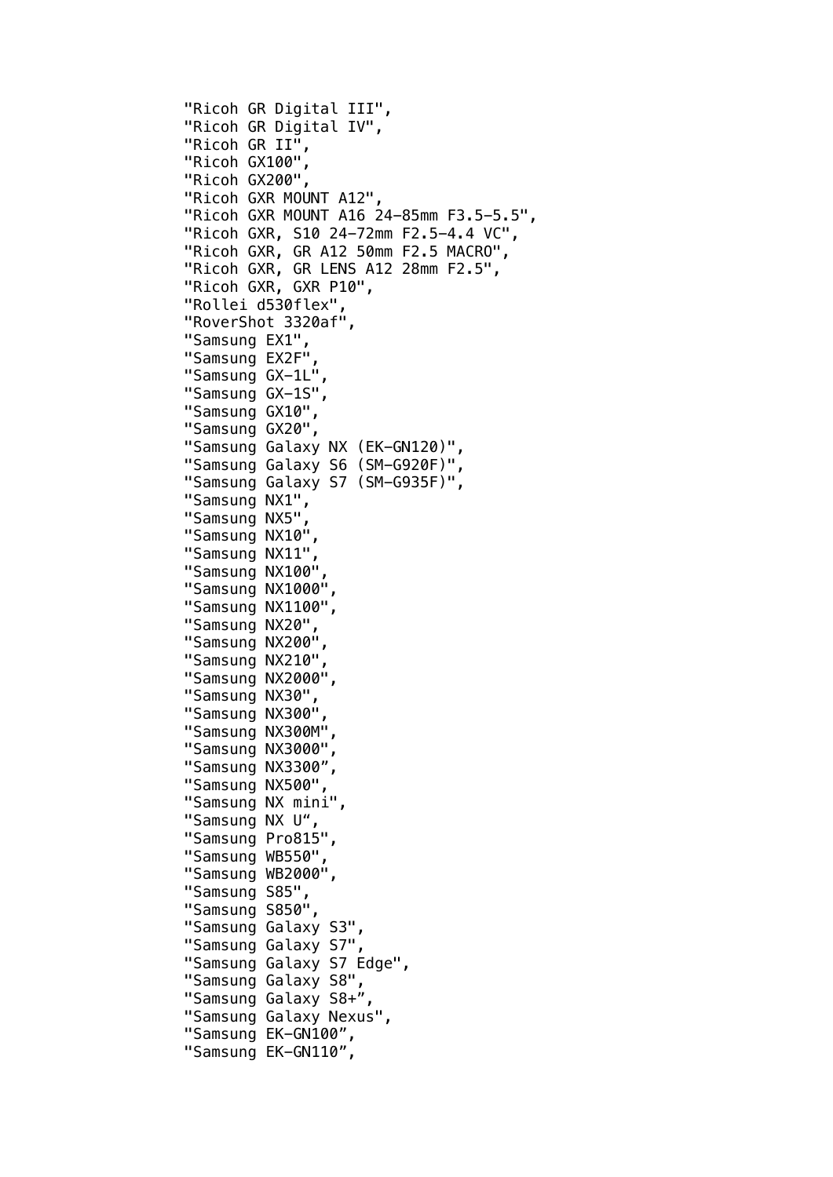```
"Ricoh GR Digital III",
"Ricoh GR Digital IV",
"Ricoh GR II",
"Ricoh GX100",
"Ricoh GX200",
"Ricoh GXR MOUNT A12",
"Ricoh GXR MOUNT A16 24-85mm F3.5-5.5",
"Ricoh GXR, S10 24-72mm F2.5-4.4 VC",
"Ricoh GXR, GR A12 50mm F2.5 MACRO",
"Ricoh GXR, GR LENS A12 28mm F2.5",
"Ricoh GXR, GXR P10",
"Rollei d530flex",
"RoverShot 3320af",
"Samsung EX1",
"Samsung EX2F",
"Samsung GX-1L",
"Samsung GX-1S",
"Samsung GX10",
"Samsung GX20",
"Samsung Galaxy NX (EK-GN120)",
"Samsung Galaxy S6 (SM-G920F)",
"Samsung Galaxy S7 (SM-G935F)",
"Samsung NX1",
"Samsung NX5",
"Samsung NX10",
"Samsung NX11",
"Samsung NX100",
"Samsung NX1000",
"Samsung NX1100",
"Samsung NX20",
"Samsung NX200",
"Samsung NX210",
"Samsung NX2000",
"Samsung NX30",
"Samsung NX300",
"Samsung NX300M",
"Samsung NX3000",
"Samsung NX3300”,
"Samsung NX500",
"Samsung NX mini",
"Samsung NX U“,
"Samsung Pro815",
"Samsung WB550",
"Samsung WB2000",
"Samsung S85",
"Samsung S850",
"Samsung Galaxy S3",
"Samsung Galaxy S7",
"Samsung Galaxy S7 Edge",
"Samsung Galaxy S8",
"Samsung Galaxy S8+”,
"Samsung Galaxy Nexus",
"Samsung EK-GN100”,
"Samsung EK-GN110”,
```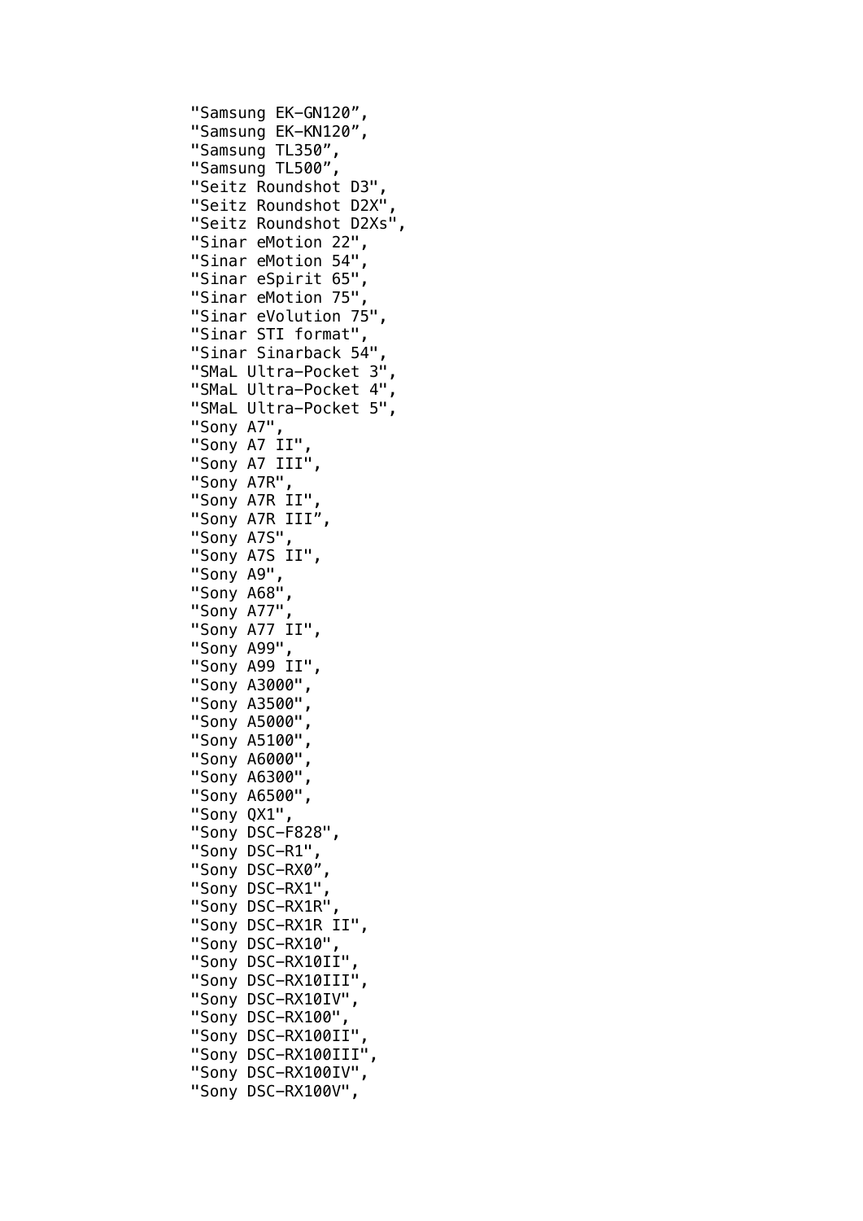```
"Samsung EK-GN120”,
"Samsung EK-KN120”,
"Samsung TL350”,
"Samsung TL500”,
"Seitz Roundshot D3",
"Seitz Roundshot D2X",
"Seitz Roundshot D2Xs",
"Sinar eMotion 22",
"Sinar eMotion 54",
"Sinar eSpirit 65",
"Sinar eMotion 75",
"Sinar eVolution 75",
"Sinar STI format",
"Sinar Sinarback 54",
"SMaL Ultra-Pocket 3",
"SMaL Ultra-Pocket 4",
"SMaL Ultra-Pocket 5",
"Sony A7",
"Sony A7 II",
"Sony A7 III",
"Sony A7R",
"Sony A7R II",
"Sony A7R III”,
"Sony A7S",
"Sony A7S II",
"Sony A9",
"Sony A68",
"Sony A77",
"Sony A77 II",
"Sony A99",
"Sony A99 II",
"Sony A3000",
"Sony A3500",
"Sony A5000",
"Sony A5100",
"Sony A6000",
"Sony A6300",
"Sony A6500",
"Sony QX1",
"Sony DSC-F828",
"Sony DSC-R1",
"Sony DSC-RX0”,
"Sony DSC-RX1",
"Sony DSC-RX1R",
"Sony DSC-RX1R II",
"Sony DSC-RX10",
"Sony DSC-RX10II",
"Sony DSC-RX10III",
"Sony DSC-RX10IV",
"Sony DSC-RX100",
"Sony DSC-RX100II",
"Sony DSC-RX100III",
"Sony DSC-RX100IV",
"Sony DSC-RX100V",
```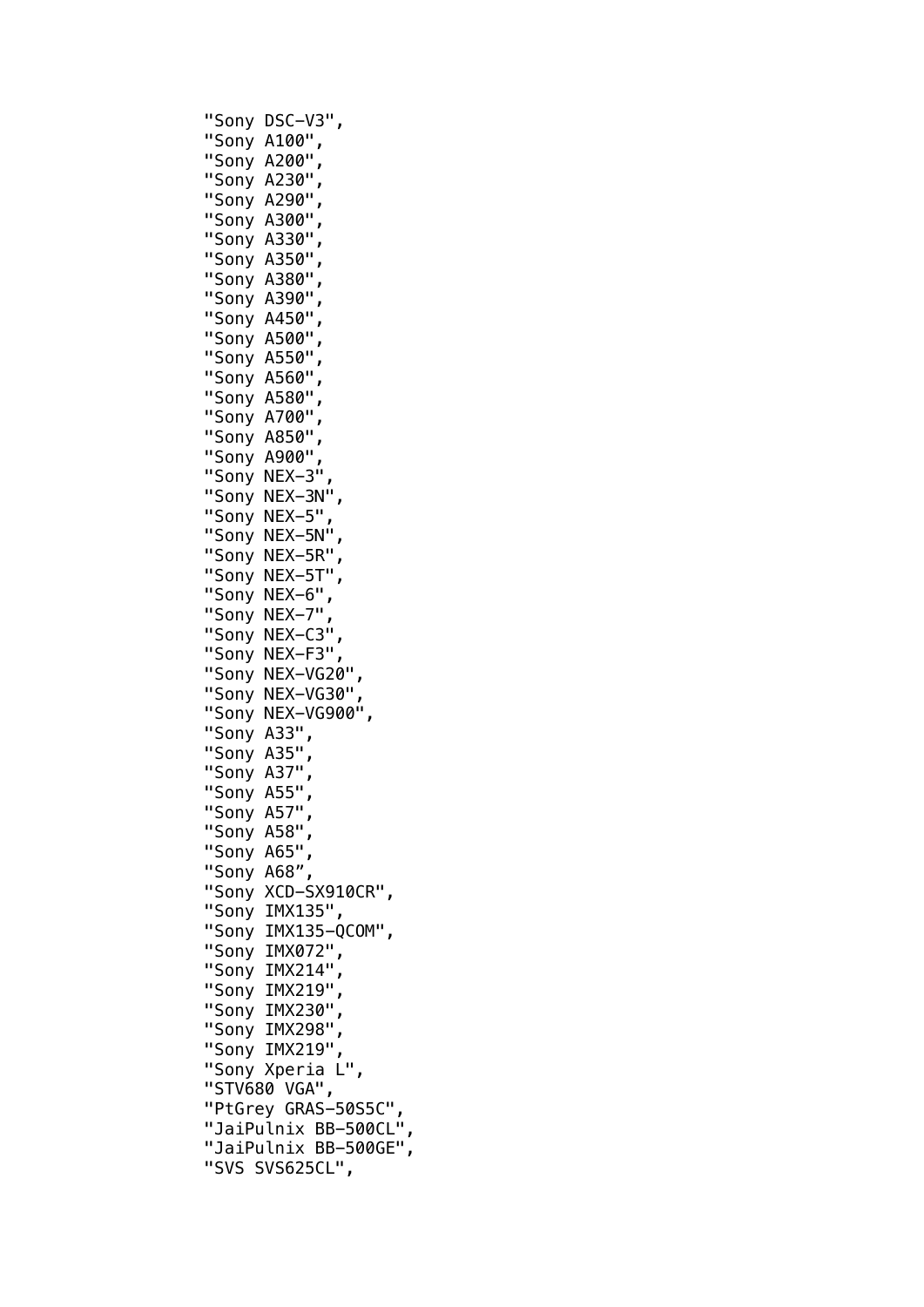```
"Sony DSC-V3",
"Sony A100",
"Sony A200",
"Sony A230",
"Sony A290",
"Sony A300",
"Sony A330",
"Sony A350",
"Sony A380",
"Sony A390",
"Sony A450",
"Sony A500",
"Sony A550",
"Sony A560",
"Sony A580",
"Sony A700",
"Sony A850",
"Sony A900",
"Sony NEX-3",
"Sony NEX-3N",
"Sony NEX-5",
"Sony NEX-5N",
"Sony NEX-5R",
"Sony NEX-5T",
"Sony NEX-6",
"Sony NEX-7",
"Sony NEX-C3",
"Sony NEX-F3",
"Sony NEX-VG20",
"Sony NEX-VG30",
"Sony NEX-VG900",
"Sony A33",
"Sony A35",
"Sony A37",
"Sony A55",
"Sony A57",
"Sony A58",
"Sony A65",
"Sony A68”,
"Sony XCD-SX910CR",
"Sony IMX135",
"Sony IMX135-QCOM",
"Sony IMX072",
"Sony IMX214",
"Sony IMX219",
"Sony IMX230",
"Sony IMX298",
"Sony IMX219",
"Sony Xperia L",
"STV680 VGA",
"PtGrey GRAS-50S5C",
"JaiPulnix BB-500CL",
"JaiPulnix BB-500GE",
"SVS SVS625CL",
```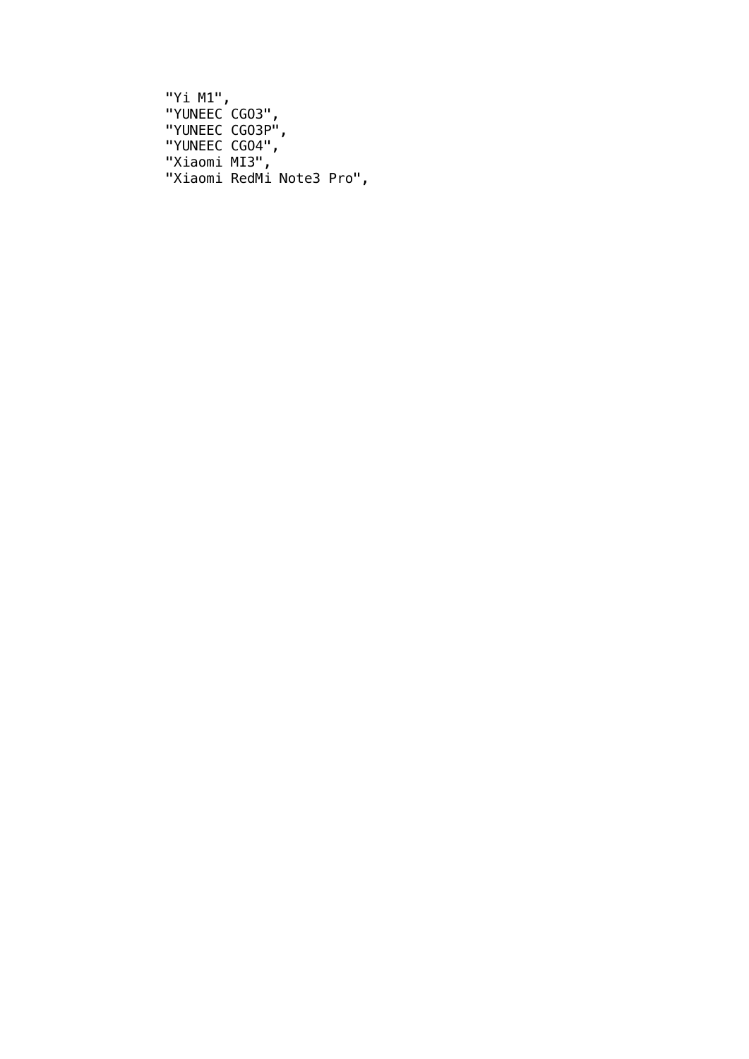```
        "Yi M1",
        "YUNEEC CGO3",
        "YUNEEC CGO3P",
        "YUNEEC CGO4",
        "Xiaomi MI3",
        "Xiaomi RedMi Note3 Pro",
```